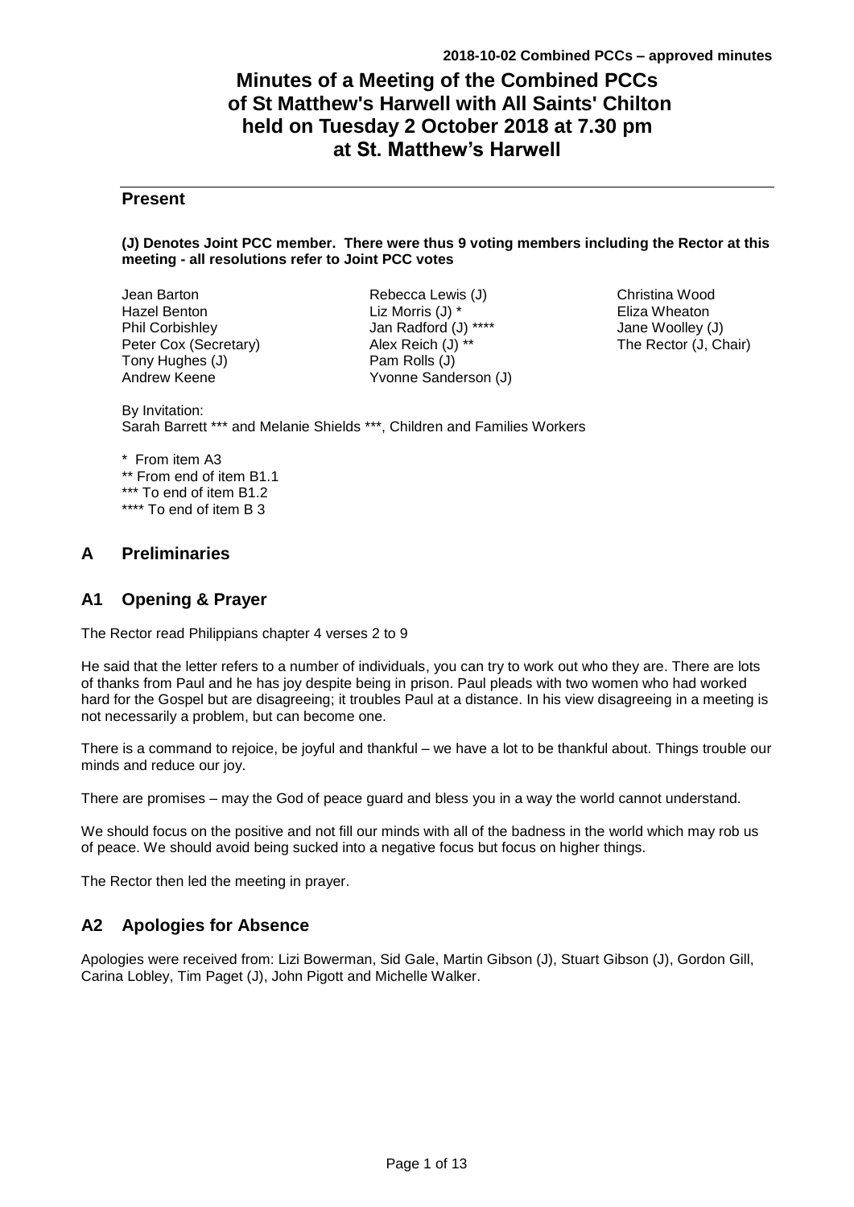**2018-10-02 Combined PCCs – approved minutes**

# Minutes of a Meeting of the Combined PCCs of St Matthew's Harwell with All Saints' Chilton held on Tuesday 2 October 2018 at 7.30 pm at St. Matthew's Harwell

## Present

**(J) Denotes Joint PCC member. There were thus 9 voting members including the Rector at this meeting - all resolutions refer to Joint PCC votes**

Jean Barton
Hazel Benton
Phil Corbishley
Peter Cox (Secretary)
Tony Hughes (J)
Andrew Keene
Rebecca Lewis (J)
Liz Morris (J) *
Jan Radford (J) ****
Alex Reich (J) **
Pam Rolls (J)
Yvonne Sanderson (J)
Christina Wood
Eliza Wheaton
Jane Woolley (J)
The Rector (J, Chair)

By Invitation:
Sarah Barrett *** and Melanie Shields ***, Children and Families Workers

\* From item A3
** From end of item B1.1
*** To end of item B1.2
**** To end of item B 3

## A Preliminaries

## A1 Opening & Prayer

The Rector read Philippians chapter 4 verses 2 to 9

He said that the letter refers to a number of individuals, you can try to work out who they are. There are lots of thanks from Paul and he has joy despite being in prison. Paul pleads with two women who had worked hard for the Gospel but are disagreeing; it troubles Paul at a distance. In his view disagreeing in a meeting is not necessarily a problem, but can become one.

There is a command to rejoice, be joyful and thankful – we have a lot to be thankful about. Things trouble our minds and reduce our joy.

There are promises – may the God of peace guard and bless you in a way the world cannot understand.

We should focus on the positive and not fill our minds with all of the badness in the world which may rob us of peace. We should avoid being sucked into a negative focus but focus on higher things.

The Rector then led the meeting in prayer.

## A2 Apologies for Absence

Apologies were received from: Lizi Bowerman, Sid Gale, Martin Gibson (J), Stuart Gibson (J), Gordon Gill, Carina Lobley, Tim Paget (J), John Pigott and Michelle Walker.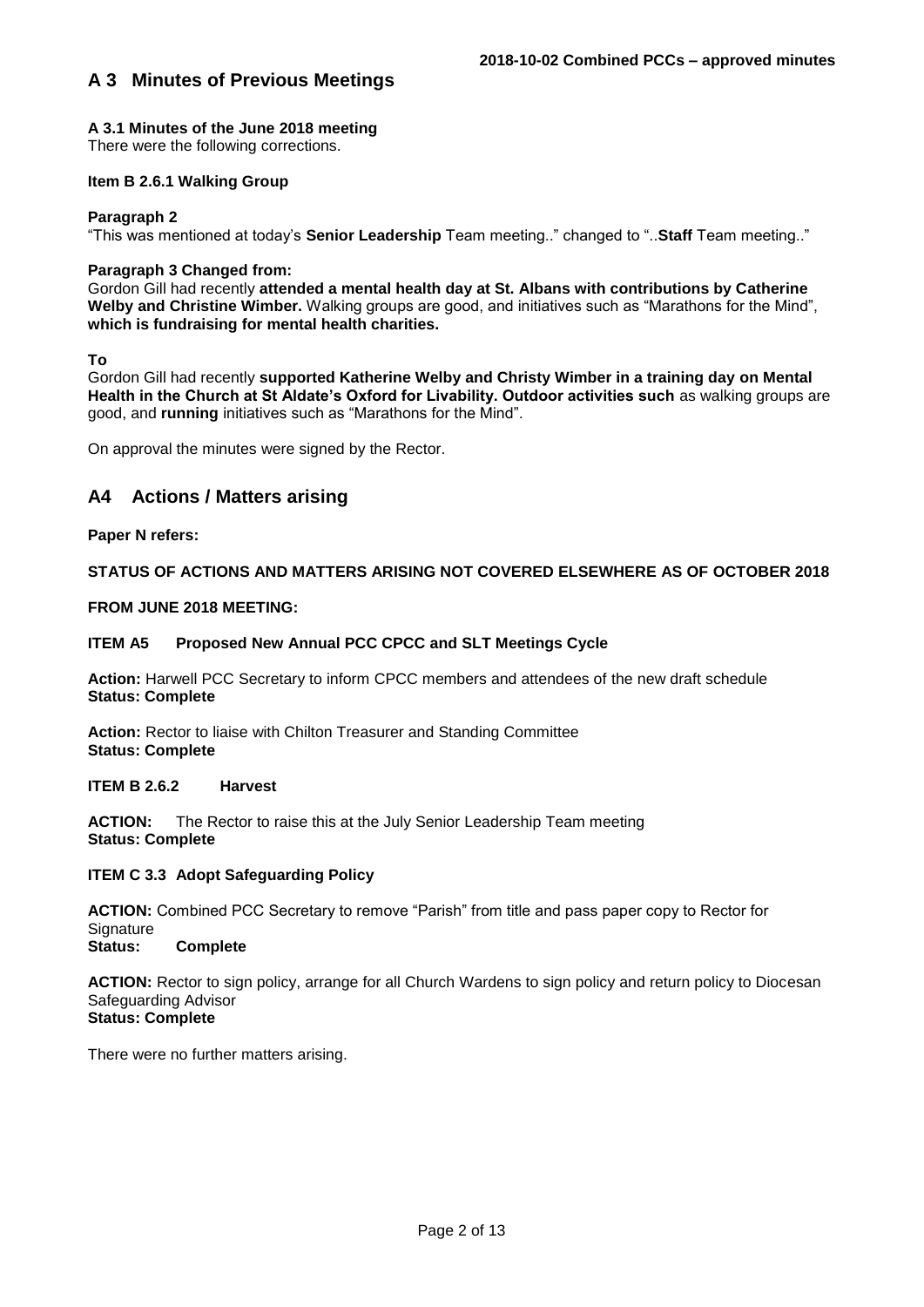## A 3 Minutes of Previous Meetings

**A 3.1 Minutes of the June 2018 meeting**
There were the following corrections.

**Item B 2.6.1 Walking Group**

**Paragraph 2**
"This was mentioned at today's **Senior Leadership** Team meeting.." changed to "..**Staff** Team meeting.."

**Paragraph 3 Changed from:**
Gordon Gill had recently **attended a mental health day at St. Albans with contributions by Catherine Welby and Christine Wimber.** Walking groups are good, and initiatives such as "Marathons for the Mind", **which is fundraising for mental health charities.**

**To**
Gordon Gill had recently **supported Katherine Welby and Christy Wimber in a training day on Mental Health in the Church at St Aldate's Oxford for Livability. Outdoor activities such** as walking groups are good, and **running** initiatives such as "Marathons for the Mind".

On approval the minutes were signed by the Rector.

## A4 Actions / Matters arising

**Paper N refers:**

**STATUS OF ACTIONS AND MATTERS ARISING NOT COVERED ELSEWHERE AS OF OCTOBER 2018**

**FROM JUNE 2018 MEETING:**

**ITEM A5 Proposed New Annual PCC CPCC and SLT Meetings Cycle**

**Action:** Harwell PCC Secretary to inform CPCC members and attendees of the new draft schedule
**Status: Complete**

**Action:** Rector to liaise with Chilton Treasurer and Standing Committee
**Status: Complete**

**ITEM B 2.6.2 Harvest**

**ACTION:** The Rector to raise this at the July Senior Leadership Team meeting
**Status: Complete**

**ITEM C 3.3 Adopt Safeguarding Policy**

**ACTION:** Combined PCC Secretary to remove "Parish" from title and pass paper copy to Rector for Signature
**Status: Complete**

**ACTION:** Rector to sign policy, arrange for all Church Wardens to sign policy and return policy to Diocesan Safeguarding Advisor
**Status: Complete**

There were no further matters arising.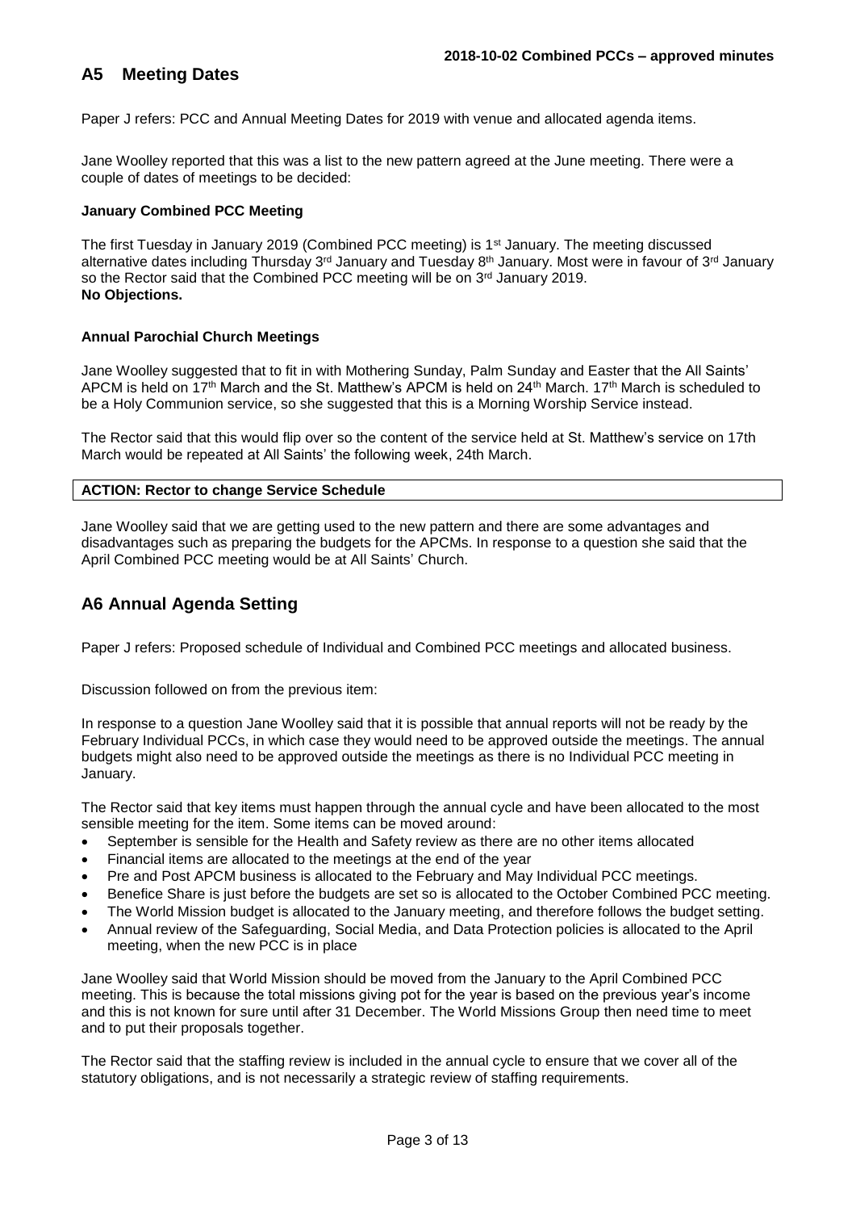## A5 Meeting Dates

Paper J refers: PCC and Annual Meeting Dates for 2019 with venue and allocated agenda items.

Jane Woolley reported that this was a list to the new pattern agreed at the June meeting. There were a couple of dates of meetings to be decided:

**January Combined PCC Meeting**

The first Tuesday in January 2019 (Combined PCC meeting) is 1st January. The meeting discussed alternative dates including Thursday 3rd January and Tuesday 8th January. Most were in favour of 3rd January so the Rector said that the Combined PCC meeting will be on 3rd January 2019.
**No Objections.**

**Annual Parochial Church Meetings**

Jane Woolley suggested that to fit in with Mothering Sunday, Palm Sunday and Easter that the All Saints' APCM is held on 17th March and the St. Matthew's APCM is held on 24th March. 17th March is scheduled to be a Holy Communion service, so she suggested that this is a Morning Worship Service instead.

The Rector said that this would flip over so the content of the service held at St. Matthew's service on 17th March would be repeated at All Saints' the following week, 24th March.

| **ACTION: Rector to change Service Schedule** |
|---|

Jane Woolley said that we are getting used to the new pattern and there are some advantages and disadvantages such as preparing the budgets for the APCMs. In response to a question she said that the April Combined PCC meeting would be at All Saints' Church.

## A6 Annual Agenda Setting

Paper J refers: Proposed schedule of Individual and Combined PCC meetings and allocated business.

Discussion followed on from the previous item:

In response to a question Jane Woolley said that it is possible that annual reports will not be ready by the February Individual PCCs, in which case they would need to be approved outside the meetings. The annual budgets might also need to be approved outside the meetings as there is no Individual PCC meeting in January.

The Rector said that key items must happen through the annual cycle and have been allocated to the most sensible meeting for the item. Some items can be moved around:

- September is sensible for the Health and Safety review as there are no other items allocated
- Financial items are allocated to the meetings at the end of the year
- Pre and Post APCM business is allocated to the February and May Individual PCC meetings.
- Benefice Share is just before the budgets are set so is allocated to the October Combined PCC meeting.
- The World Mission budget is allocated to the January meeting, and therefore follows the budget setting.
- Annual review of the Safeguarding, Social Media, and Data Protection policies is allocated to the April meeting, when the new PCC is in place

Jane Woolley said that World Mission should be moved from the January to the April Combined PCC meeting. This is because the total missions giving pot for the year is based on the previous year's income and this is not known for sure until after 31 December. The World Missions Group then need time to meet and to put their proposals together.

The Rector said that the staffing review is included in the annual cycle to ensure that we cover all of the statutory obligations, and is not necessarily a strategic review of staffing requirements.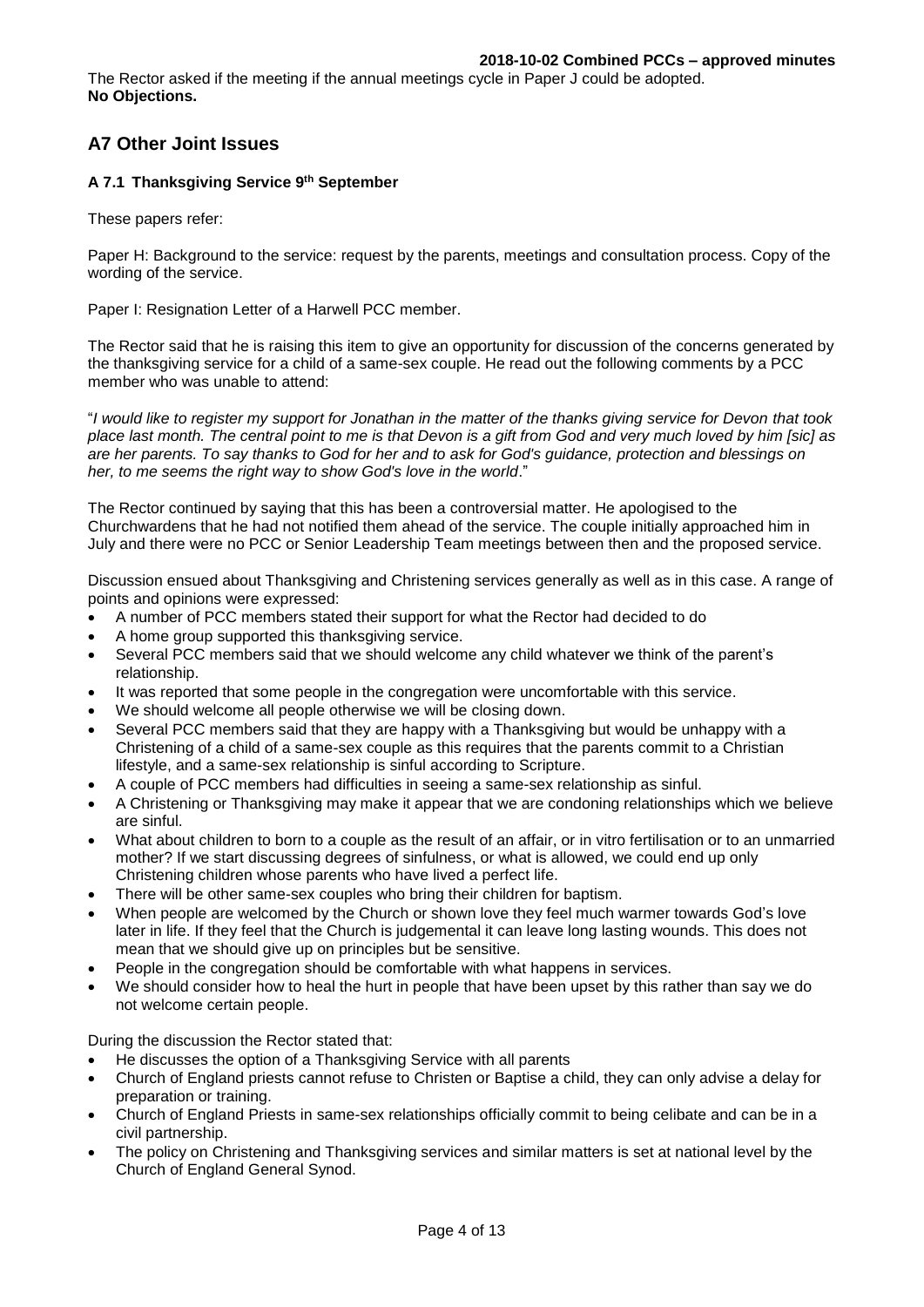The Rector asked if the meeting if the annual meetings cycle in Paper J could be adopted.
**No Objections.**

## A7 Other Joint Issues

### A 7.1 Thanksgiving Service 9th September

These papers refer:

Paper H: Background to the service: request by the parents, meetings and consultation process. Copy of the wording of the service.

Paper I: Resignation Letter of a Harwell PCC member.

The Rector said that he is raising this item to give an opportunity for discussion of the concerns generated by the thanksgiving service for a child of a same-sex couple. He read out the following comments by a PCC member who was unable to attend:

"*I would like to register my support for Jonathan in the matter of the thanks giving service for Devon that took place last month. The central point to me is that Devon is a gift from God and very much loved by him [sic] as are her parents. To say thanks to God for her and to ask for God's guidance, protection and blessings on her, to me seems the right way to show God's love in the world*."

The Rector continued by saying that this has been a controversial matter. He apologised to the Churchwardens that he had not notified them ahead of the service. The couple initially approached him in July and there were no PCC or Senior Leadership Team meetings between then and the proposed service.

Discussion ensued about Thanksgiving and Christening services generally as well as in this case. A range of points and opinions were expressed:

- A number of PCC members stated their support for what the Rector had decided to do
- A home group supported this thanksgiving service.
- Several PCC members said that we should welcome any child whatever we think of the parent's relationship.
- It was reported that some people in the congregation were uncomfortable with this service.
- We should welcome all people otherwise we will be closing down.
- Several PCC members said that they are happy with a Thanksgiving but would be unhappy with a Christening of a child of a same-sex couple as this requires that the parents commit to a Christian lifestyle, and a same-sex relationship is sinful according to Scripture.
- A couple of PCC members had difficulties in seeing a same-sex relationship as sinful.
- A Christening or Thanksgiving may make it appear that we are condoning relationships which we believe are sinful.
- What about children to born to a couple as the result of an affair, or in vitro fertilisation or to an unmarried mother? If we start discussing degrees of sinfulness, or what is allowed, we could end up only Christening children whose parents who have lived a perfect life.
- There will be other same-sex couples who bring their children for baptism.
- When people are welcomed by the Church or shown love they feel much warmer towards God's love later in life. If they feel that the Church is judgemental it can leave long lasting wounds. This does not mean that we should give up on principles but be sensitive.
- People in the congregation should be comfortable with what happens in services.
- We should consider how to heal the hurt in people that have been upset by this rather than say we do not welcome certain people.

During the discussion the Rector stated that:

- He discusses the option of a Thanksgiving Service with all parents
- Church of England priests cannot refuse to Christen or Baptise a child, they can only advise a delay for preparation or training.
- Church of England Priests in same-sex relationships officially commit to being celibate and can be in a civil partnership.
- The policy on Christening and Thanksgiving services and similar matters is set at national level by the Church of England General Synod.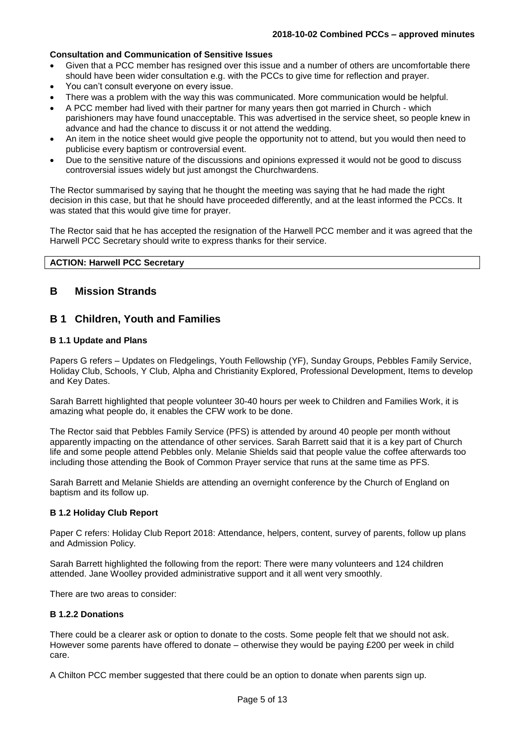**Consultation and Communication of Sensitive Issues**

- Given that a PCC member has resigned over this issue and a number of others are uncomfortable there should have been wider consultation e.g. with the PCCs to give time for reflection and prayer.
- You can't consult everyone on every issue.
- There was a problem with the way this was communicated. More communication would be helpful.
- A PCC member had lived with their partner for many years then got married in Church - which parishioners may have found unacceptable. This was advertised in the service sheet, so people knew in advance and had the chance to discuss it or not attend the wedding.
- An item in the notice sheet would give people the opportunity not to attend, but you would then need to publicise every baptism or controversial event.
- Due to the sensitive nature of the discussions and opinions expressed it would not be good to discuss controversial issues widely but just amongst the Churchwardens.

The Rector summarised by saying that he thought the meeting was saying that he had made the right decision in this case, but that he should have proceeded differently, and at the least informed the PCCs. It was stated that this would give time for prayer.

The Rector said that he has accepted the resignation of the Harwell PCC member and it was agreed that the Harwell PCC Secretary should write to express thanks for their service.

| **ACTION: Harwell PCC Secretary** |
|---|

## B Mission Strands

## B 1 Children, Youth and Families

### B 1.1 Update and Plans

Papers G refers – Updates on Fledgelings, Youth Fellowship (YF), Sunday Groups, Pebbles Family Service, Holiday Club, Schools, Y Club, Alpha and Christianity Explored, Professional Development, Items to develop and Key Dates.

Sarah Barrett highlighted that people volunteer 30-40 hours per week to Children and Families Work, it is amazing what people do, it enables the CFW work to be done.

The Rector said that Pebbles Family Service (PFS) is attended by around 40 people per month without apparently impacting on the attendance of other services. Sarah Barrett said that it is a key part of Church life and some people attend Pebbles only. Melanie Shields said that people value the coffee afterwards too including those attending the Book of Common Prayer service that runs at the same time as PFS.

Sarah Barrett and Melanie Shields are attending an overnight conference by the Church of England on baptism and its follow up.

### B 1.2 Holiday Club Report

Paper C refers: Holiday Club Report 2018: Attendance, helpers, content, survey of parents, follow up plans and Admission Policy.

Sarah Barrett highlighted the following from the report: There were many volunteers and 124 children attended. Jane Woolley provided administrative support and it all went very smoothly.

There are two areas to consider:

### B 1.2.2 Donations

There could be a clearer ask or option to donate to the costs. Some people felt that we should not ask. However some parents have offered to donate – otherwise they would be paying £200 per week in child care.

A Chilton PCC member suggested that there could be an option to donate when parents sign up.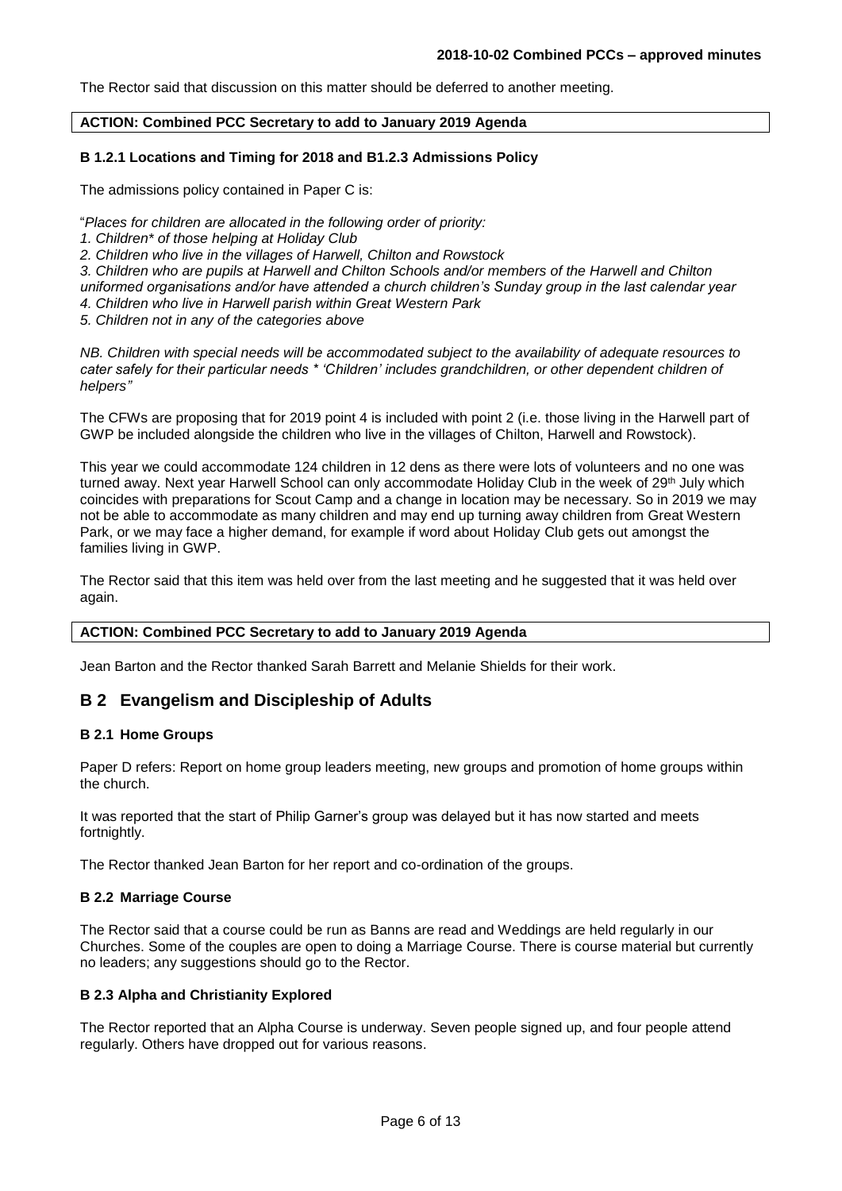The Rector said that discussion on this matter should be deferred to another meeting.

**ACTION: Combined PCC Secretary to add to January 2019 Agenda**

#### B 1.2.1 Locations and Timing for 2018 and B1.2.3 Admissions Policy

The admissions policy contained in Paper C is:

"*Places for children are allocated in the following order of priority:*
*1. Children* of those helping at Holiday Club*
*2. Children who live in the villages of Harwell, Chilton and Rowstock*
*3. Children who are pupils at Harwell and Chilton Schools and/or members of the Harwell and Chilton uniformed organisations and/or have attended a church children's Sunday group in the last calendar year*
*4. Children who live in Harwell parish within Great Western Park*
*5. Children not in any of the categories above*

*NB. Children with special needs will be accommodated subject to the availability of adequate resources to cater safely for their particular needs * 'Children' includes grandchildren, or other dependent children of helpers"*

The CFWs are proposing that for 2019 point 4 is included with point 2 (i.e. those living in the Harwell part of GWP be included alongside the children who live in the villages of Chilton, Harwell and Rowstock).

This year we could accommodate 124 children in 12 dens as there were lots of volunteers and no one was turned away. Next year Harwell School can only accommodate Holiday Club in the week of 29th July which coincides with preparations for Scout Camp and a change in location may be necessary. So in 2019 we may not be able to accommodate as many children and may end up turning away children from Great Western Park, or we may face a higher demand, for example if word about Holiday Club gets out amongst the families living in GWP.

The Rector said that this item was held over from the last meeting and he suggested that it was held over again.

**ACTION: Combined PCC Secretary to add to January 2019 Agenda**

Jean Barton and the Rector thanked Sarah Barrett and Melanie Shields for their work.

## B 2 Evangelism and Discipleship of Adults

#### B 2.1 Home Groups

Paper D refers: Report on home group leaders meeting, new groups and promotion of home groups within the church.

It was reported that the start of Philip Garner's group was delayed but it has now started and meets fortnightly.

The Rector thanked Jean Barton for her report and co-ordination of the groups.

#### B 2.2 Marriage Course

The Rector said that a course could be run as Banns are read and Weddings are held regularly in our Churches. Some of the couples are open to doing a Marriage Course. There is course material but currently no leaders; any suggestions should go to the Rector.

#### B 2.3 Alpha and Christianity Explored

The Rector reported that an Alpha Course is underway. Seven people signed up, and four people attend regularly. Others have dropped out for various reasons.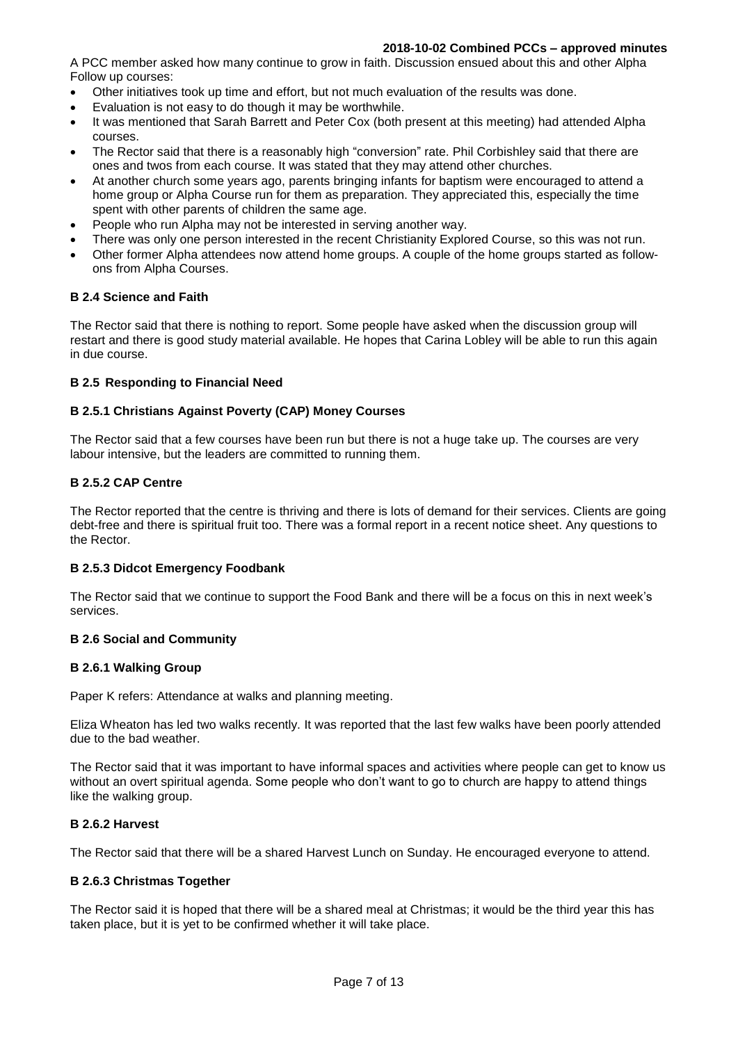A PCC member asked how many continue to grow in faith. Discussion ensued about this and other Alpha Follow up courses:

- Other initiatives took up time and effort, but not much evaluation of the results was done.
- Evaluation is not easy to do though it may be worthwhile.
- It was mentioned that Sarah Barrett and Peter Cox (both present at this meeting) had attended Alpha courses.
- The Rector said that there is a reasonably high "conversion" rate. Phil Corbishley said that there are ones and twos from each course. It was stated that they may attend other churches.
- At another church some years ago, parents bringing infants for baptism were encouraged to attend a home group or Alpha Course run for them as preparation. They appreciated this, especially the time spent with other parents of children the same age.
- People who run Alpha may not be interested in serving another way.
- There was only one person interested in the recent Christianity Explored Course, so this was not run.
- Other former Alpha attendees now attend home groups. A couple of the home groups started as follow-ons from Alpha Courses.

### B 2.4 Science and Faith

The Rector said that there is nothing to report. Some people have asked when the discussion group will restart and there is good study material available. He hopes that Carina Lobley will be able to run this again in due course.

### B 2.5 Responding to Financial Need

#### B 2.5.1 Christians Against Poverty (CAP) Money Courses

The Rector said that a few courses have been run but there is not a huge take up. The courses are very labour intensive, but the leaders are committed to running them.

#### B 2.5.2 CAP Centre

The Rector reported that the centre is thriving and there is lots of demand for their services. Clients are going debt-free and there is spiritual fruit too. There was a formal report in a recent notice sheet. Any questions to the Rector.

#### B 2.5.3 Didcot Emergency Foodbank

The Rector said that we continue to support the Food Bank and there will be a focus on this in next week's services.

### B 2.6 Social and Community

#### B 2.6.1 Walking Group

Paper K refers: Attendance at walks and planning meeting.

Eliza Wheaton has led two walks recently. It was reported that the last few walks have been poorly attended due to the bad weather.

The Rector said that it was important to have informal spaces and activities where people can get to know us without an overt spiritual agenda. Some people who don't want to go to church are happy to attend things like the walking group.

#### B 2.6.2 Harvest

The Rector said that there will be a shared Harvest Lunch on Sunday. He encouraged everyone to attend.

#### B 2.6.3 Christmas Together

The Rector said it is hoped that there will be a shared meal at Christmas; it would be the third year this has taken place, but it is yet to be confirmed whether it will take place.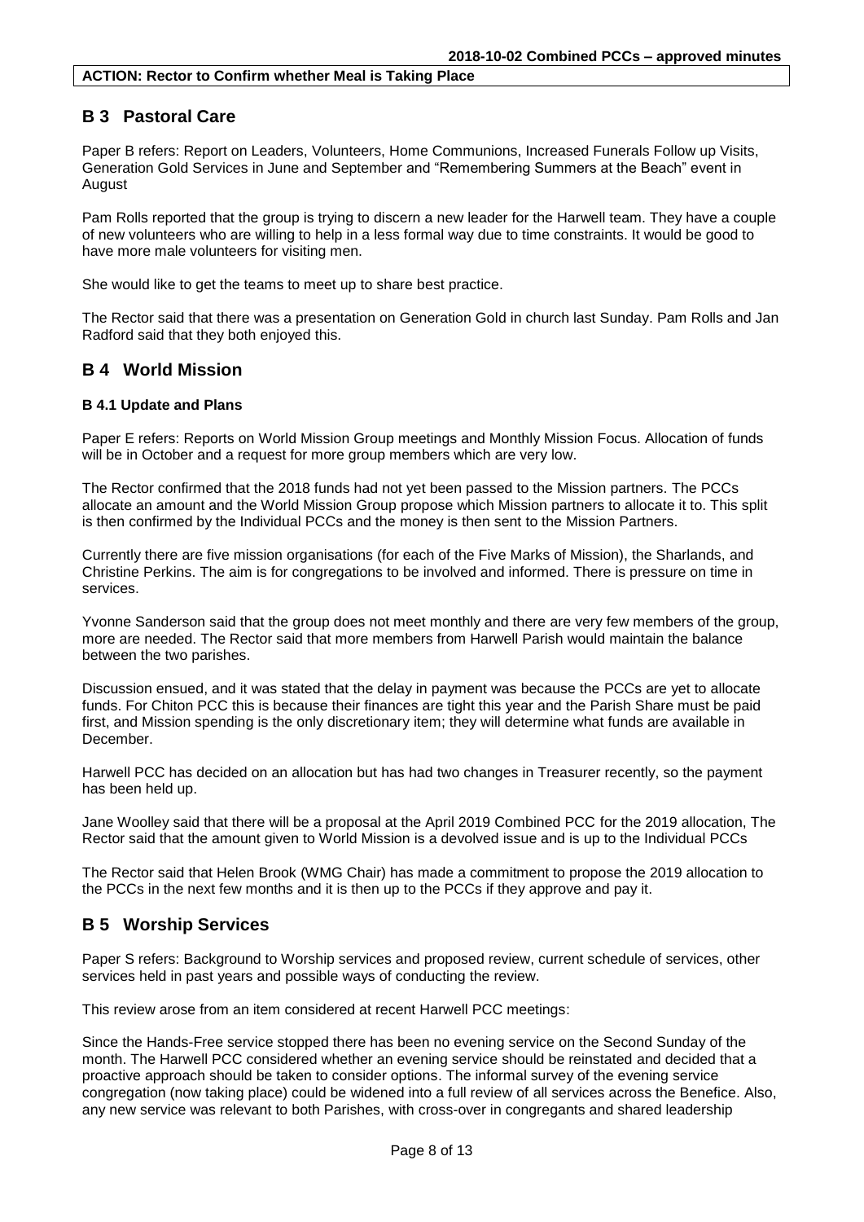**ACTION: Rector to Confirm whether Meal is Taking Place**

## B 3 Pastoral Care

Paper B refers: Report on Leaders, Volunteers, Home Communions, Increased Funerals Follow up Visits, Generation Gold Services in June and September and "Remembering Summers at the Beach" event in August

Pam Rolls reported that the group is trying to discern a new leader for the Harwell team. They have a couple of new volunteers who are willing to help in a less formal way due to time constraints. It would be good to have more male volunteers for visiting men.

She would like to get the teams to meet up to share best practice.

The Rector said that there was a presentation on Generation Gold in church last Sunday. Pam Rolls and Jan Radford said that they both enjoyed this.

## B 4 World Mission

### B 4.1 Update and Plans

Paper E refers: Reports on World Mission Group meetings and Monthly Mission Focus. Allocation of funds will be in October and a request for more group members which are very low.

The Rector confirmed that the 2018 funds had not yet been passed to the Mission partners. The PCCs allocate an amount and the World Mission Group propose which Mission partners to allocate it to. This split is then confirmed by the Individual PCCs and the money is then sent to the Mission Partners.

Currently there are five mission organisations (for each of the Five Marks of Mission), the Sharlands, and Christine Perkins. The aim is for congregations to be involved and informed. There is pressure on time in services.

Yvonne Sanderson said that the group does not meet monthly and there are very few members of the group, more are needed. The Rector said that more members from Harwell Parish would maintain the balance between the two parishes.

Discussion ensued, and it was stated that the delay in payment was because the PCCs are yet to allocate funds. For Chiton PCC this is because their finances are tight this year and the Parish Share must be paid first, and Mission spending is the only discretionary item; they will determine what funds are available in December.

Harwell PCC has decided on an allocation but has had two changes in Treasurer recently, so the payment has been held up.

Jane Woolley said that there will be a proposal at the April 2019 Combined PCC for the 2019 allocation, The Rector said that the amount given to World Mission is a devolved issue and is up to the Individual PCCs

The Rector said that Helen Brook (WMG Chair) has made a commitment to propose the 2019 allocation to the PCCs in the next few months and it is then up to the PCCs if they approve and pay it.

## B 5 Worship Services

Paper S refers: Background to Worship services and proposed review, current schedule of services, other services held in past years and possible ways of conducting the review.

This review arose from an item considered at recent Harwell PCC meetings:

Since the Hands-Free service stopped there has been no evening service on the Second Sunday of the month. The Harwell PCC considered whether an evening service should be reinstated and decided that a proactive approach should be taken to consider options. The informal survey of the evening service congregation (now taking place) could be widened into a full review of all services across the Benefice. Also, any new service was relevant to both Parishes, with cross-over in congregants and shared leadership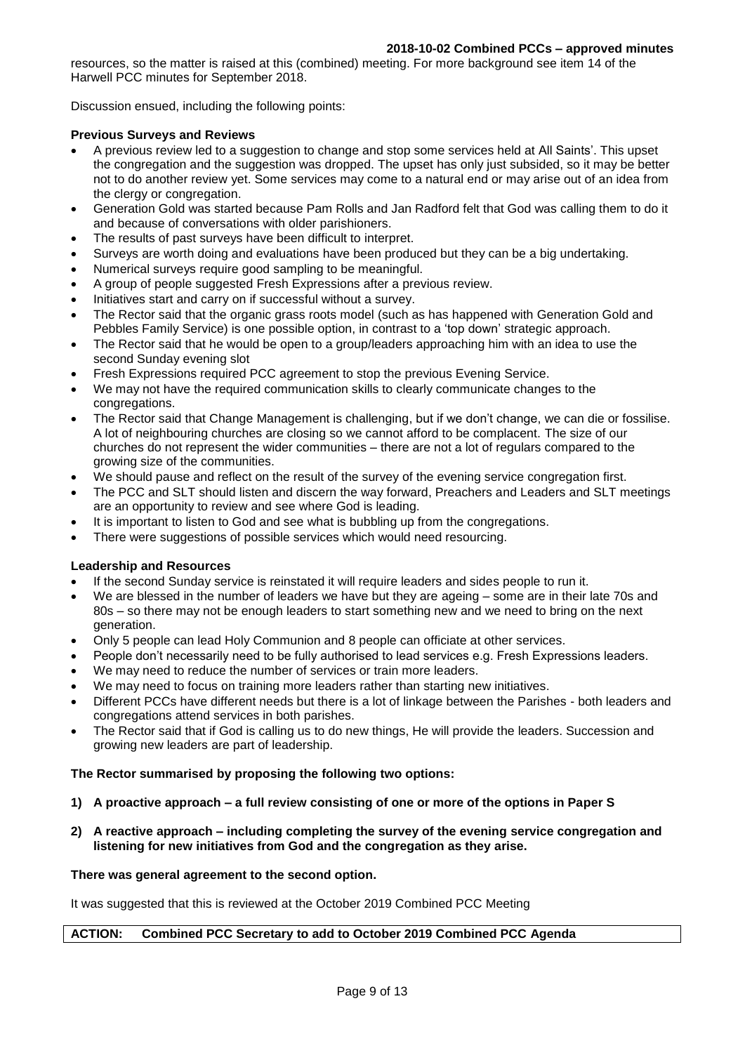resources, so the matter is raised at this (combined) meeting. For more background see item 14 of the Harwell PCC minutes for September 2018.

Discussion ensued, including the following points:

**Previous Surveys and Reviews**

- A previous review led to a suggestion to change and stop some services held at All Saints'. This upset the congregation and the suggestion was dropped. The upset has only just subsided, so it may be better not to do another review yet. Some services may come to a natural end or may arise out of an idea from the clergy or congregation.
- Generation Gold was started because Pam Rolls and Jan Radford felt that God was calling them to do it and because of conversations with older parishioners.
- The results of past surveys have been difficult to interpret.
- Surveys are worth doing and evaluations have been produced but they can be a big undertaking.
- Numerical surveys require good sampling to be meaningful.
- A group of people suggested Fresh Expressions after a previous review.
- Initiatives start and carry on if successful without a survey.
- The Rector said that the organic grass roots model (such as has happened with Generation Gold and Pebbles Family Service) is one possible option, in contrast to a 'top down' strategic approach.
- The Rector said that he would be open to a group/leaders approaching him with an idea to use the second Sunday evening slot
- Fresh Expressions required PCC agreement to stop the previous Evening Service.
- We may not have the required communication skills to clearly communicate changes to the congregations.
- The Rector said that Change Management is challenging, but if we don't change, we can die or fossilise. A lot of neighbouring churches are closing so we cannot afford to be complacent. The size of our churches do not represent the wider communities – there are not a lot of regulars compared to the growing size of the communities.
- We should pause and reflect on the result of the survey of the evening service congregation first.
- The PCC and SLT should listen and discern the way forward, Preachers and Leaders and SLT meetings are an opportunity to review and see where God is leading.
- It is important to listen to God and see what is bubbling up from the congregations.
- There were suggestions of possible services which would need resourcing.

**Leadership and Resources**

- If the second Sunday service is reinstated it will require leaders and sides people to run it.
- We are blessed in the number of leaders we have but they are ageing – some are in their late 70s and 80s – so there may not be enough leaders to start something new and we need to bring on the next generation.
- Only 5 people can lead Holy Communion and 8 people can officiate at other services.
- People don't necessarily need to be fully authorised to lead services e.g. Fresh Expressions leaders.
- We may need to reduce the number of services or train more leaders.
- We may need to focus on training more leaders rather than starting new initiatives.
- Different PCCs have different needs but there is a lot of linkage between the Parishes - both leaders and congregations attend services in both parishes.
- The Rector said that if God is calling us to do new things, He will provide the leaders. Succession and growing new leaders are part of leadership.

**The Rector summarised by proposing the following two options:**

**1) A proactive approach – a full review consisting of one or more of the options in Paper S**

**2) A reactive approach – including completing the survey of the evening service congregation and listening for new initiatives from God and the congregation as they arise.**

**There was general agreement to the second option.**

It was suggested that this is reviewed at the October 2019 Combined PCC Meeting

| **ACTION: Combined PCC Secretary to add to October 2019 Combined PCC Agenda** |
|---|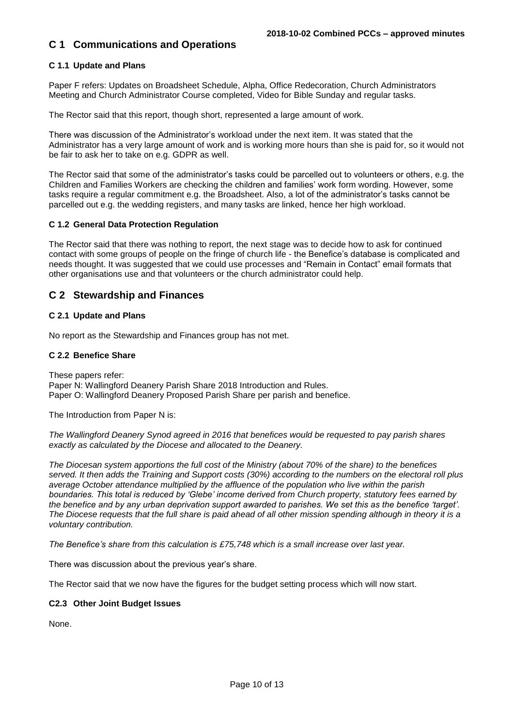## C 1 Communications and Operations

### C 1.1 Update and Plans

Paper F refers: Updates on Broadsheet Schedule, Alpha, Office Redecoration, Church Administrators Meeting and Church Administrator Course completed, Video for Bible Sunday and regular tasks.

The Rector said that this report, though short, represented a large amount of work.

There was discussion of the Administrator's workload under the next item. It was stated that the Administrator has a very large amount of work and is working more hours than she is paid for, so it would not be fair to ask her to take on e.g. GDPR as well.

The Rector said that some of the administrator's tasks could be parcelled out to volunteers or others, e.g. the Children and Families Workers are checking the children and families' work form wording. However, some tasks require a regular commitment e.g. the Broadsheet. Also, a lot of the administrator's tasks cannot be parcelled out e.g. the wedding registers, and many tasks are linked, hence her high workload.

### C 1.2 General Data Protection Regulation

The Rector said that there was nothing to report, the next stage was to decide how to ask for continued contact with some groups of people on the fringe of church life - the Benefice's database is complicated and needs thought. It was suggested that we could use processes and "Remain in Contact" email formats that other organisations use and that volunteers or the church administrator could help.

## C 2 Stewardship and Finances

### C 2.1 Update and Plans

No report as the Stewardship and Finances group has not met.

### C 2.2 Benefice Share

These papers refer:
Paper N: Wallingford Deanery Parish Share 2018 Introduction and Rules.
Paper O: Wallingford Deanery Proposed Parish Share per parish and benefice.

The Introduction from Paper N is:

*The Wallingford Deanery Synod agreed in 2016 that benefices would be requested to pay parish shares exactly as calculated by the Diocese and allocated to the Deanery.*

*The Diocesan system apportions the full cost of the Ministry (about 70% of the share) to the benefices served. It then adds the Training and Support costs (30%) according to the numbers on the electoral roll plus average October attendance multiplied by the affluence of the population who live within the parish boundaries. This total is reduced by 'Glebe' income derived from Church property, statutory fees earned by the benefice and by any urban deprivation support awarded to parishes. We set this as the benefice 'target'. The Diocese requests that the full share is paid ahead of all other mission spending although in theory it is a voluntary contribution.*

*The Benefice's share from this calculation is £75,748 which is a small increase over last year.*

There was discussion about the previous year's share.

The Rector said that we now have the figures for the budget setting process which will now start.

### C2.3 Other Joint Budget Issues

None.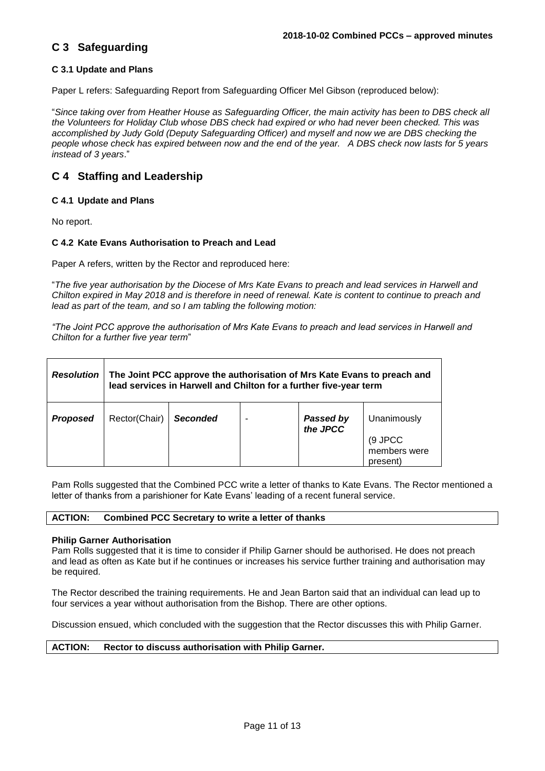## C 3 Safeguarding

### C 3.1 Update and Plans

Paper L refers: Safeguarding Report from Safeguarding Officer Mel Gibson (reproduced below):

"*Since taking over from Heather House as Safeguarding Officer, the main activity has been to DBS check all the Volunteers for Holiday Club whose DBS check had expired or who had never been checked. This was accomplished by Judy Gold (Deputy Safeguarding Officer) and myself and now we are DBS checking the people whose check has expired between now and the end of the year. A DBS check now lasts for 5 years instead of 3 years*."

## C 4 Staffing and Leadership

### C 4.1 Update and Plans

No report.

### C 4.2 Kate Evans Authorisation to Preach and Lead

Paper A refers, written by the Rector and reproduced here:

"*The five year authorisation by the Diocese of Mrs Kate Evans to preach and lead services in Harwell and Chilton expired in May 2018 and is therefore in need of renewal. Kate is content to continue to preach and lead as part of the team, and so I am tabling the following motion:*

*"The Joint PCC approve the authorisation of Mrs Kate Evans to preach and lead services in Harwell and Chilton for a further five year term*"

| ***Resolution*** | **The Joint PCC approve the authorisation of Mrs Kate Evans to preach and lead services in Harwell and Chilton for a further five-year term** | | | | |
|---|---|---|---|---|---|
| ***Proposed*** | Rector(Chair) | ***Seconded*** | - | ***Passed by the JPCC*** | Unanimously (9 JPCC members were present) |

Pam Rolls suggested that the Combined PCC write a letter of thanks to Kate Evans. The Rector mentioned a letter of thanks from a parishioner for Kate Evans' leading of a recent funeral service.

| **ACTION:** Combined PCC Secretary to write a letter of thanks |
|---|

**Philip Garner Authorisation**

Pam Rolls suggested that it is time to consider if Philip Garner should be authorised. He does not preach and lead as often as Kate but if he continues or increases his service further training and authorisation may be required.

The Rector described the training requirements. He and Jean Barton said that an individual can lead up to four services a year without authorisation from the Bishop. There are other options.

Discussion ensued, which concluded with the suggestion that the Rector discusses this with Philip Garner.

| **ACTION:** Rector to discuss authorisation with Philip Garner. |
|---|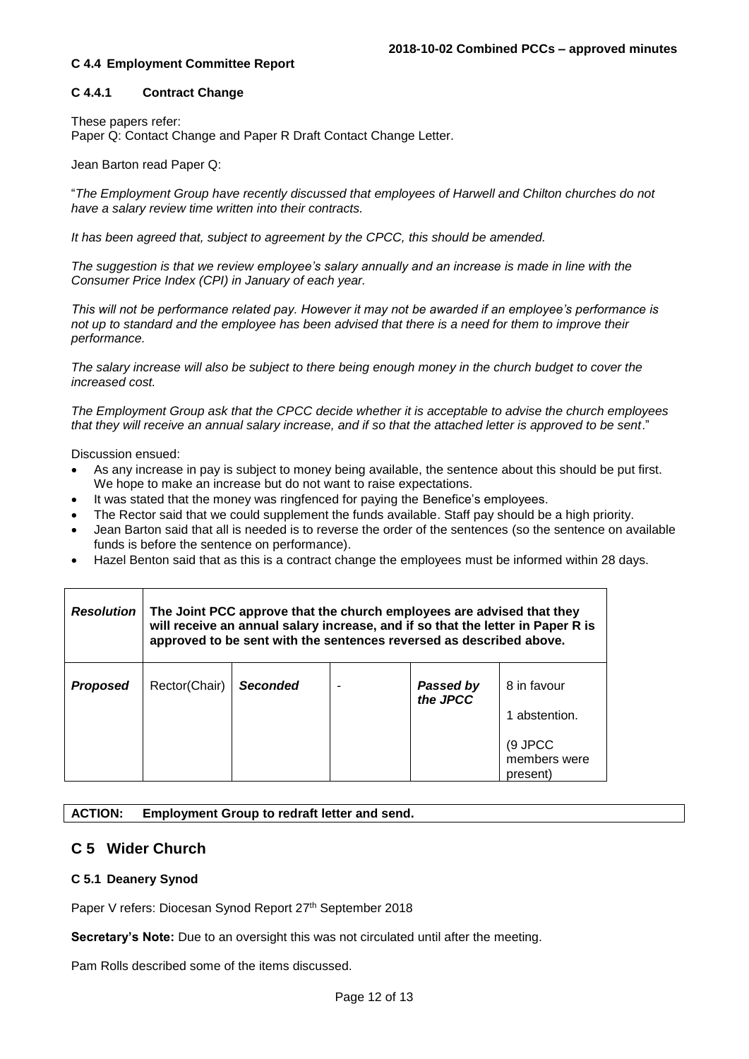### C 4.4 Employment Committee Report

#### C 4.4.1 Contract Change

These papers refer:
Paper Q: Contact Change and Paper R Draft Contact Change Letter.

Jean Barton read Paper Q:

"*The Employment Group have recently discussed that employees of Harwell and Chilton churches do not have a salary review time written into their contracts.*

*It has been agreed that, subject to agreement by the CPCC, this should be amended.*

*The suggestion is that we review employee's salary annually and an increase is made in line with the Consumer Price Index (CPI) in January of each year.*

*This will not be performance related pay. However it may not be awarded if an employee's performance is not up to standard and the employee has been advised that there is a need for them to improve their performance.*

*The salary increase will also be subject to there being enough money in the church budget to cover the increased cost.*

*The Employment Group ask that the CPCC decide whether it is acceptable to advise the church employees that they will receive an annual salary increase, and if so that the attached letter is approved to be sent*."

Discussion ensued:

- As any increase in pay is subject to money being available, the sentence about this should be put first. We hope to make an increase but do not want to raise expectations.
- It was stated that the money was ringfenced for paying the Benefice's employees.
- The Rector said that we could supplement the funds available. Staff pay should be a high priority.
- Jean Barton said that all is needed is to reverse the order of the sentences (so the sentence on available funds is before the sentence on performance).
- Hazel Benton said that as this is a contract change the employees must be informed within 28 days.

| ***Resolution*** | **The Joint PCC approve that the church employees are advised that they will receive an annual salary increase, and if so that the letter in Paper R is approved to be sent with the sentences reversed as described above.** | | | | |
|---|---|---|---|---|---|
| ***Proposed*** | Rector(Chair) | ***Seconded*** | - | ***Passed by the JPCC*** | 8 in favour<br>1 abstention.<br>(9 JPCC members were present) |

| **ACTION:** | **Employment Group to redraft letter and send.** |
|---|---|

## C 5 Wider Church

### C 5.1 Deanery Synod

Paper V refers: Diocesan Synod Report 27th September 2018

**Secretary's Note:** Due to an oversight this was not circulated until after the meeting.

Pam Rolls described some of the items discussed.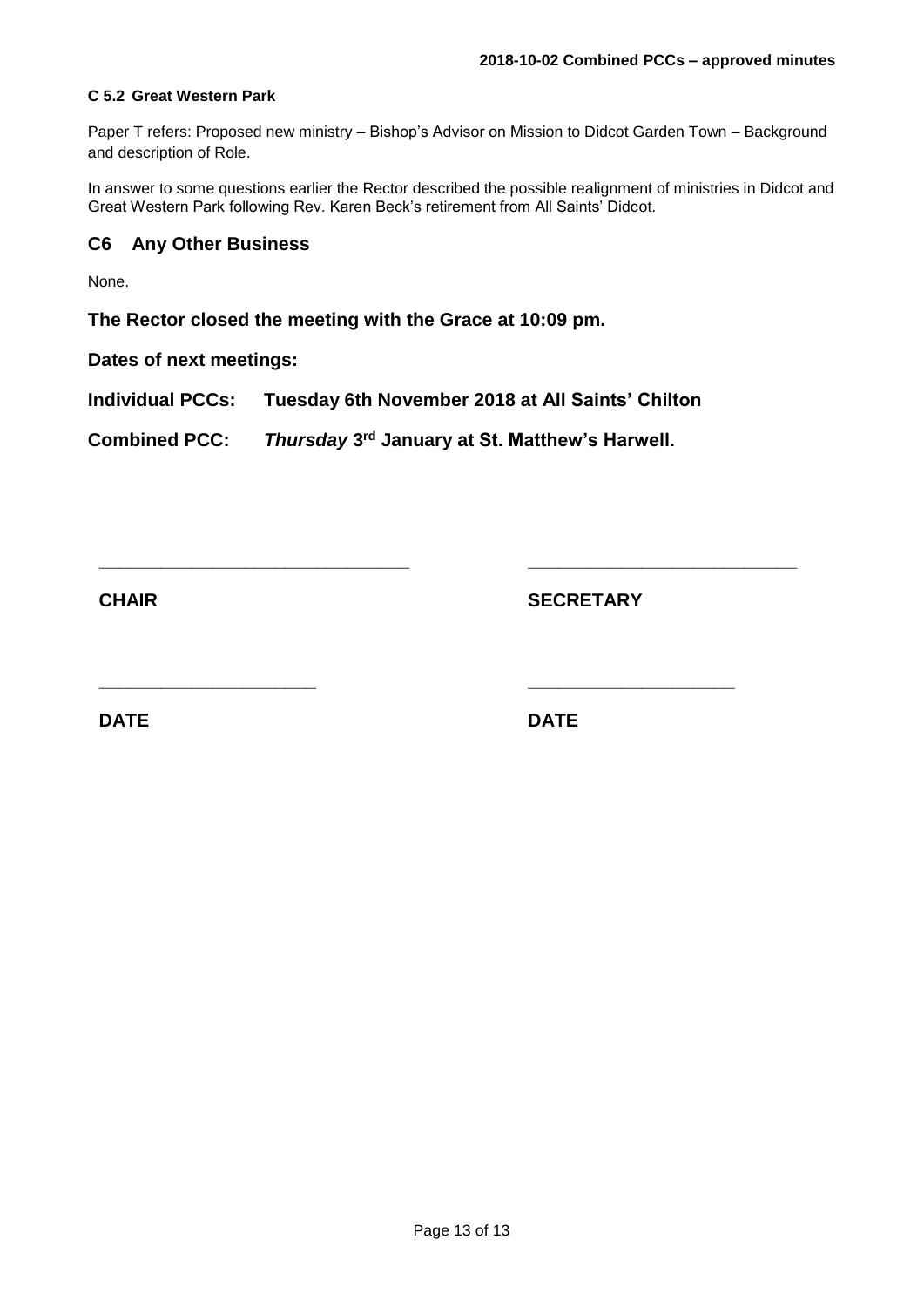#### C 5.2 Great Western Park

Paper T refers: Proposed new ministry – Bishop's Advisor on Mission to Didcot Garden Town – Background and description of Role.

In answer to some questions earlier the Rector described the possible realignment of ministries in Didcot and Great Western Park following Rev. Karen Beck's retirement from All Saints' Didcot.

### C6 Any Other Business

None.

**The Rector closed the meeting with the Grace at 10:09 pm.**

**Dates of next meetings:**

**Individual PCCs: Tuesday 6th November 2018 at All Saints' Chilton**

**Combined PCC: *Thursday* 3rd January at St. Matthew's Harwell.**

\_\_\_\_\_\_\_\_\_\_\_\_\_\_\_\_\_\_\_\_\_\_\_\_\_\_\_\_ \_\_\_\_\_\_\_\_\_\_\_\_\_\_\_\_\_\_\_\_\_\_\_\_\_\_\_\_

**CHAIR** **SECRETARY**

\_\_\_\_\_\_\_\_\_\_\_\_\_\_\_\_\_\_\_\_ \_\_\_\_\_\_\_\_\_\_\_\_\_\_\_\_\_\_\_\_

**DATE** **DATE**